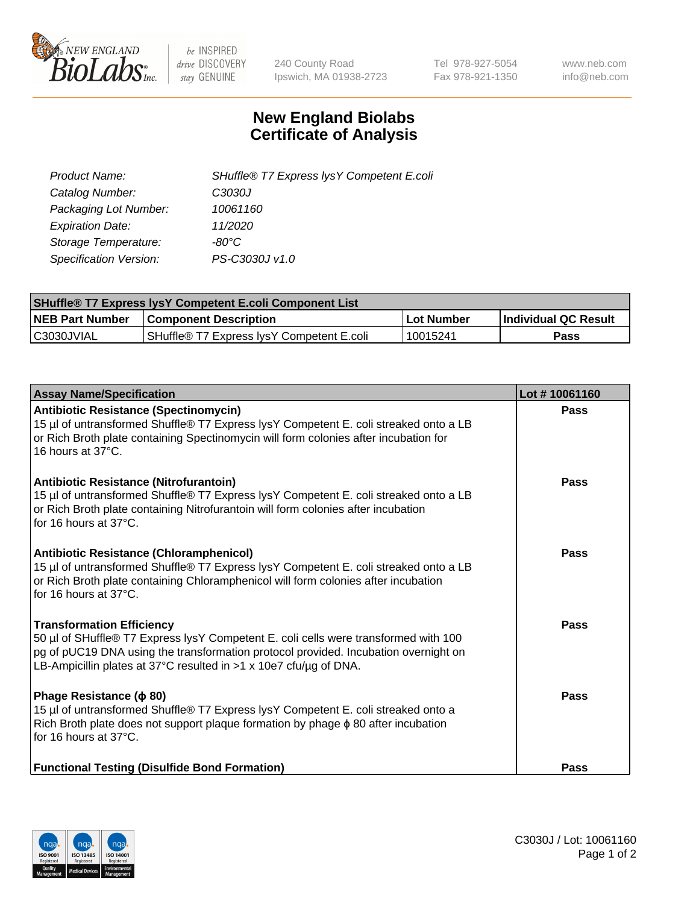NEW ENGLAND BioLabs Inc. — be INSPIRED drive DISCOVERY stay GENUINE

240 County Road
Ipswich, MA 01938-2723

Tel 978-927-5054
Fax 978-921-1350

www.neb.com
info@neb.com

# New England Biolabs
# Certificate of Analysis

| | |
|---|---|
| *Product Name:* | *SHuffle® T7 Express lysY Competent E.coli* |
| *Catalog Number:* | *C3030J* |
| *Packaging Lot Number:* | *10061160* |
| *Expiration Date:* | *11/2020* |
| *Storage Temperature:* | *-80°C* |
| *Specification Version:* | *PS-C3030J v1.0* |

| **SHuffle® T7 Express lysY Competent E.coli Component List** | | | |
|---|---|---|---|
| **NEB Part Number** | **Component Description** | **Lot Number** | **Individual QC Result** |
| C3030JVIAL | SHuffle® T7 Express lysY Competent E.coli | 10015241 | **Pass** |

| **Assay Name/Specification** | **Lot # 10061160** |
|---|---|
| **Antibiotic Resistance (Spectinomycin)** 15 µl of untransformed Shuffle® T7 Express lysY Competent E. coli streaked onto a LB or Rich Broth plate containing Spectinomycin will form colonies after incubation for 16 hours at 37°C. | **Pass** |
| **Antibiotic Resistance (Nitrofurantoin)** 15 µl of untransformed Shuffle® T7 Express lysY Competent E. coli streaked onto a LB or Rich Broth plate containing Nitrofurantoin will form colonies after incubation for 16 hours at 37°C. | **Pass** |
| **Antibiotic Resistance (Chloramphenicol)** 15 µl of untransformed Shuffle® T7 Express lysY Competent E. coli streaked onto a LB or Rich Broth plate containing Chloramphenicol will form colonies after incubation for 16 hours at 37°C. | **Pass** |
| **Transformation Efficiency** 50 µl of SHuffle® T7 Express lysY Competent E. coli cells were transformed with 100 pg of pUC19 DNA using the transformation protocol provided. Incubation overnight on LB-Ampicillin plates at 37°C resulted in >1 x 10e7 cfu/µg of DNA. | **Pass** |
| **Phage Resistance (ϕ 80)** 15 µl of untransformed Shuffle® T7 Express lysY Competent E. coli streaked onto a Rich Broth plate does not support plaque formation by phage ϕ 80 after incubation for 16 hours at 37°C. | **Pass** |
| **Functional Testing (Disulfide Bond Formation)** | **Pass** |

C3030J / Lot: 10061160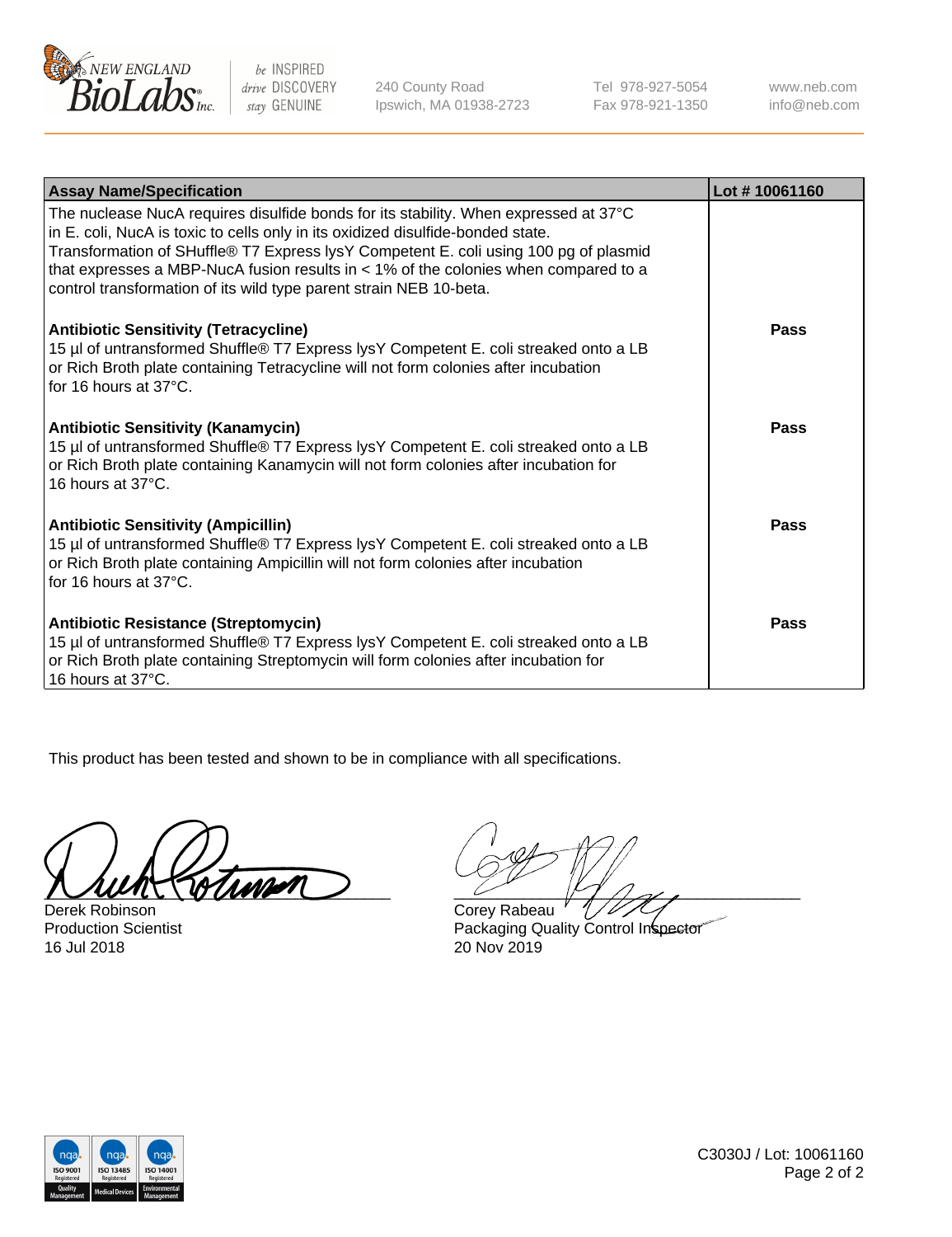| Assay Name/Specification | Lot # 10061160 |
| --- | --- |
| The nuclease NucA requires disulfide bonds for its stability. When expressed at 37°C in E. coli, NucA is toxic to cells only in its oxidized disulfide-bonded state. Transformation of SHuffle® T7 Express lysY Competent E. coli using 100 pg of plasmid that expresses a MBP-NucA fusion results in < 1% of the colonies when compared to a control transformation of its wild type parent strain NEB 10-beta. | |
| **Antibiotic Sensitivity (Tetracycline)**<br>15 µl of untransformed Shuffle® T7 Express lysY Competent E. coli streaked onto a LB or Rich Broth plate containing Tetracycline will not form colonies after incubation for 16 hours at 37°C. | **Pass** |
| **Antibiotic Sensitivity (Kanamycin)**<br>15 µl of untransformed Shuffle® T7 Express lysY Competent E. coli streaked onto a LB or Rich Broth plate containing Kanamycin will not form colonies after incubation for 16 hours at 37°C. | **Pass** |
| **Antibiotic Sensitivity (Ampicillin)**<br>15 µl of untransformed Shuffle® T7 Express lysY Competent E. coli streaked onto a LB or Rich Broth plate containing Ampicillin will not form colonies after incubation for 16 hours at 37°C. | **Pass** |
| **Antibiotic Resistance (Streptomycin)**<br>15 µl of untransformed Shuffle® T7 Express lysY Competent E. coli streaked onto a LB or Rich Broth plate containing Streptomycin will form colonies after incubation for 16 hours at 37°C. | **Pass** |

This product has been tested and shown to be in compliance with all specifications.

Derek Robinson
Production Scientist
16 Jul 2018

Corey Rabeau
Packaging Quality Control Inspector
20 Nov 2019

C3030J / Lot: 10061160